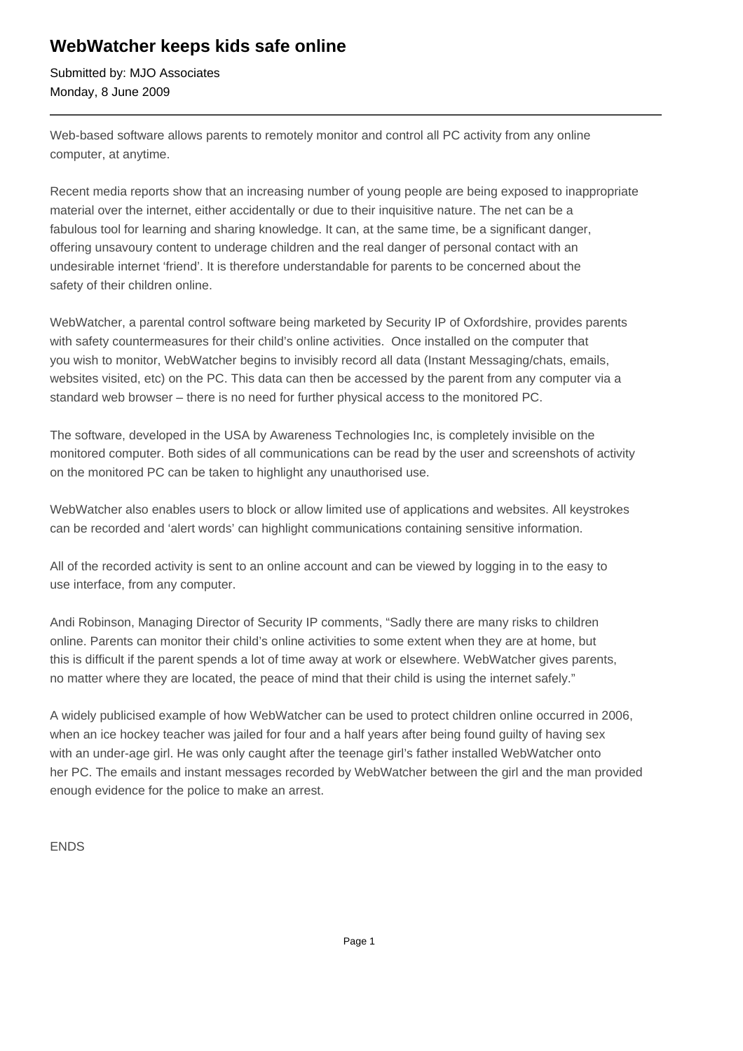# WebWatcher keeps kids safe online

Submitted by: MJO Associates
Monday, 8 June 2009

---

Web-based software allows parents to remotely monitor and control all PC activity from any online computer, at anytime.

Recent media reports show that an increasing number of young people are being exposed to inappropriate material over the internet, either accidentally or due to their inquisitive nature. The net can be a fabulous tool for learning and sharing knowledge. It can, at the same time, be a significant danger, offering unsavoury content to underage children and the real danger of personal contact with an undesirable internet 'friend'. It is therefore understandable for parents to be concerned about the safety of their children online.

WebWatcher, a parental control software being marketed by Security IP of Oxfordshire, provides parents with safety countermeasures for their child's online activities. Once installed on the computer that you wish to monitor, WebWatcher begins to invisibly record all data (Instant Messaging/chats, emails, websites visited, etc) on the PC. This data can then be accessed by the parent from any computer via a standard web browser – there is no need for further physical access to the monitored PC.

The software, developed in the USA by Awareness Technologies Inc, is completely invisible on the monitored computer. Both sides of all communications can be read by the user and screenshots of activity on the monitored PC can be taken to highlight any unauthorised use.

WebWatcher also enables users to block or allow limited use of applications and websites. All keystrokes can be recorded and 'alert words' can highlight communications containing sensitive information.

All of the recorded activity is sent to an online account and can be viewed by logging in to the easy to use interface, from any computer.

Andi Robinson, Managing Director of Security IP comments, "Sadly there are many risks to children online. Parents can monitor their child's online activities to some extent when they are at home, but this is difficult if the parent spends a lot of time away at work or elsewhere. WebWatcher gives parents, no matter where they are located, the peace of mind that their child is using the internet safely."

A widely publicised example of how WebWatcher can be used to protect children online occurred in 2006, when an ice hockey teacher was jailed for four and a half years after being found guilty of having sex with an under-age girl. He was only caught after the teenage girl's father installed WebWatcher onto her PC. The emails and instant messages recorded by WebWatcher between the girl and the man provided enough evidence for the police to make an arrest.

ENDS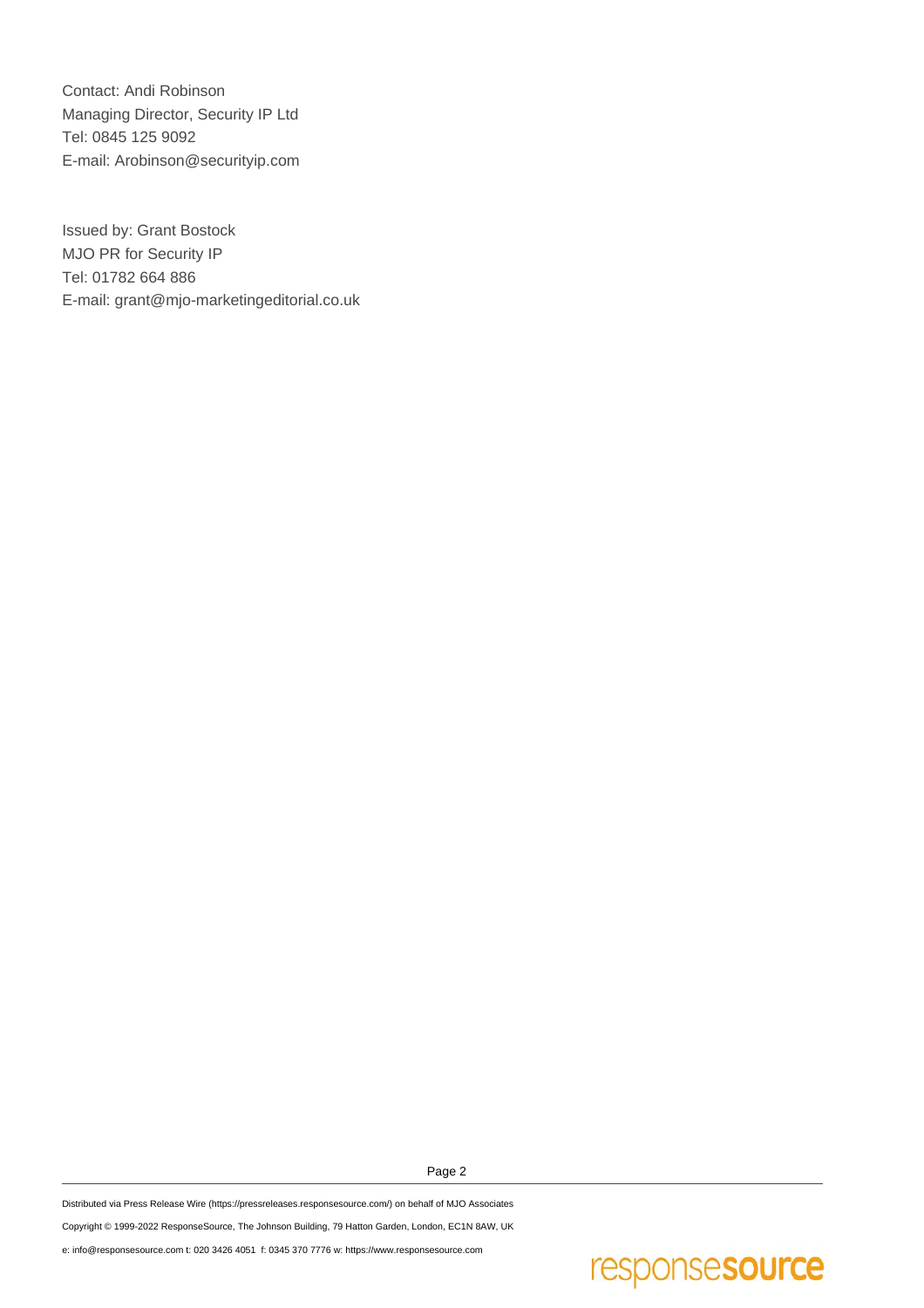Contact: Andi Robinson
Managing Director, Security IP Ltd
Tel: 0845 125 9092
E-mail: Arobinson@securityip.com

Issued by: Grant Bostock
MJO PR for Security IP
Tel: 01782 664 886
E-mail: grant@mjo-marketingeditorial.co.uk

Distributed via Press Release Wire (https://pressreleases.responsesource.com/) on behalf of MJO Associates

Copyright © 1999-2022 ResponseSource, The Johnson Building, 79 Hatton Garden, London, EC1N 8AW, UK

e: info@responsesource.com t: 020 3426 4051 f: 0345 370 7776 w: https://www.responsesource.com